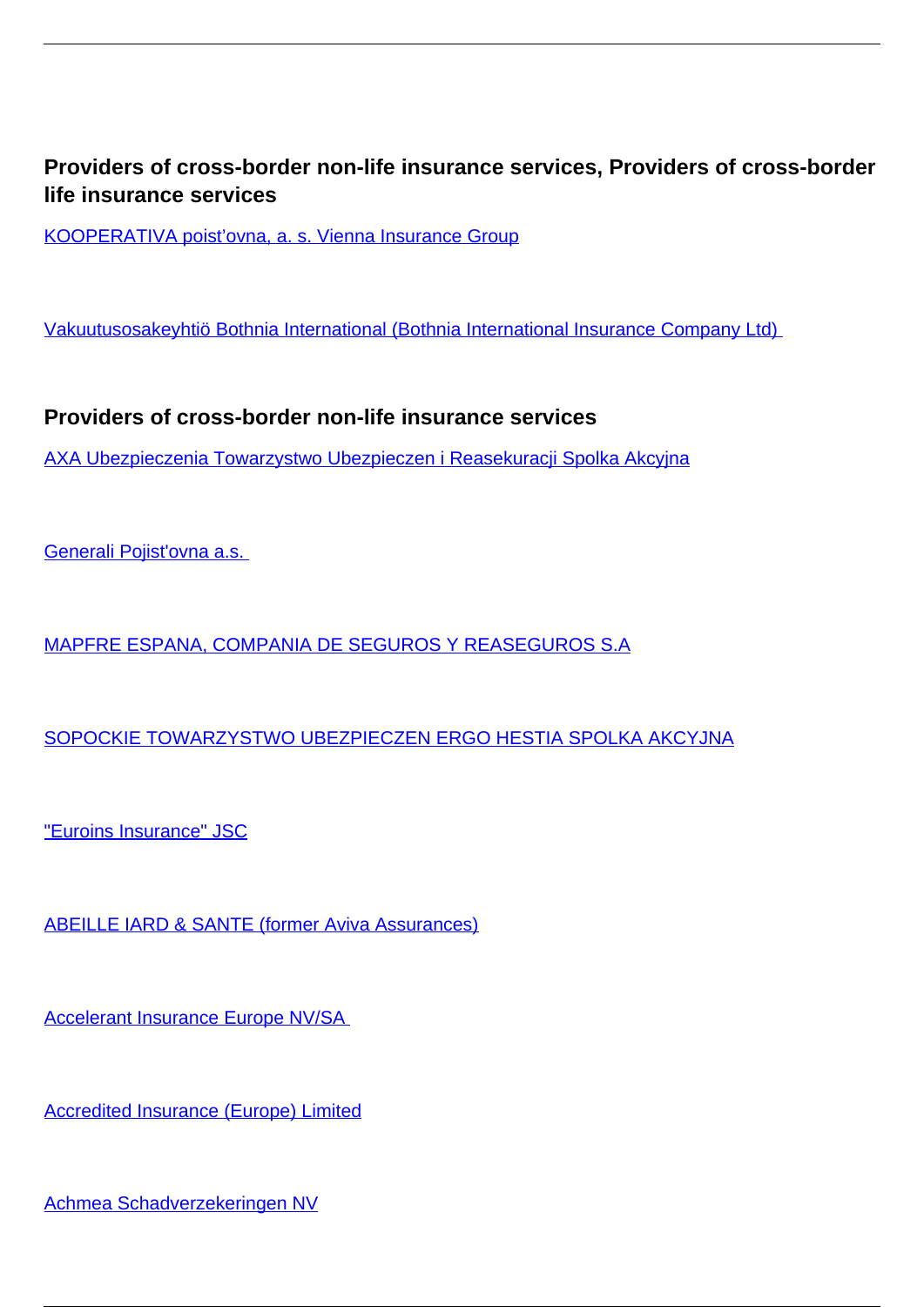### Providers of cross-border non-life insurance services, Providers of cross-border life insurance services

KOOPERATIVA poist'ovna, a. s. Vienna Insurance Group

Vakuutusosakeyhtiö Bothnia International (Bothnia International Insurance Company Ltd)

### Providers of cross-border non-life insurance services

AXA Ubezpieczenia Towarzystwo Ubezpieczen i Reasekuracji Spolka Akcyjna

Generali Pojist'ovna a.s.

MAPFRE ESPANA, COMPANIA DE SEGUROS Y REASEGUROS S.A

SOPOCKIE TOWARZYSTWO UBEZPIECZEN ERGO HESTIA SPOLKA AKCYJNA

"Euroins Insurance" JSC

ABEILLE IARD & SANTE (former Aviva Assurances)

Accelerant Insurance Europe NV/SA

Accredited Insurance (Europe) Limited

Achmea Schadverzekeringen NV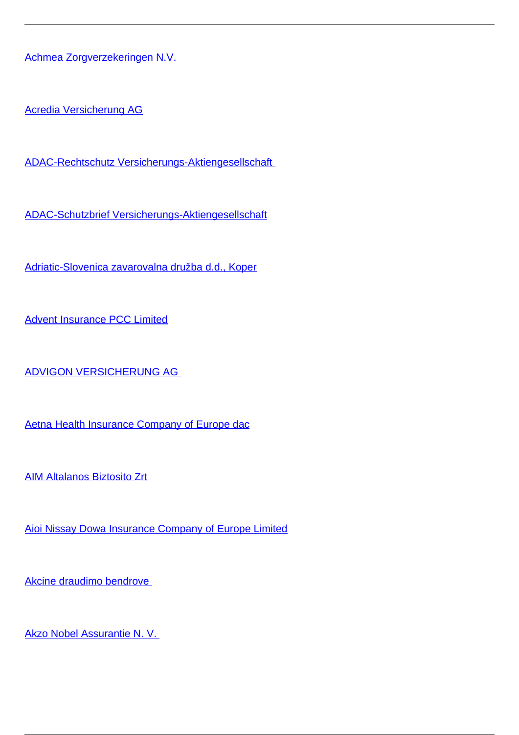Achmea Zorgverzekeringen N.V.

Acredia Versicherung AG

ADAC-Rechtschutz Versicherungs-Aktiengesellschaft

ADAC-Schutzbrief Versicherungs-Aktiengesellschaft

Adriatic-Slovenica zavarovalna družba d.d., Koper

Advent Insurance PCC Limited

ADVIGON VERSICHERUNG AG

Aetna Health Insurance Company of Europe dac

AIM Altalanos Biztosito Zrt

Aioi Nissay Dowa Insurance Company of Europe Limited

Akcine draudimo bendrove

Akzo Nobel Assurantie N. V.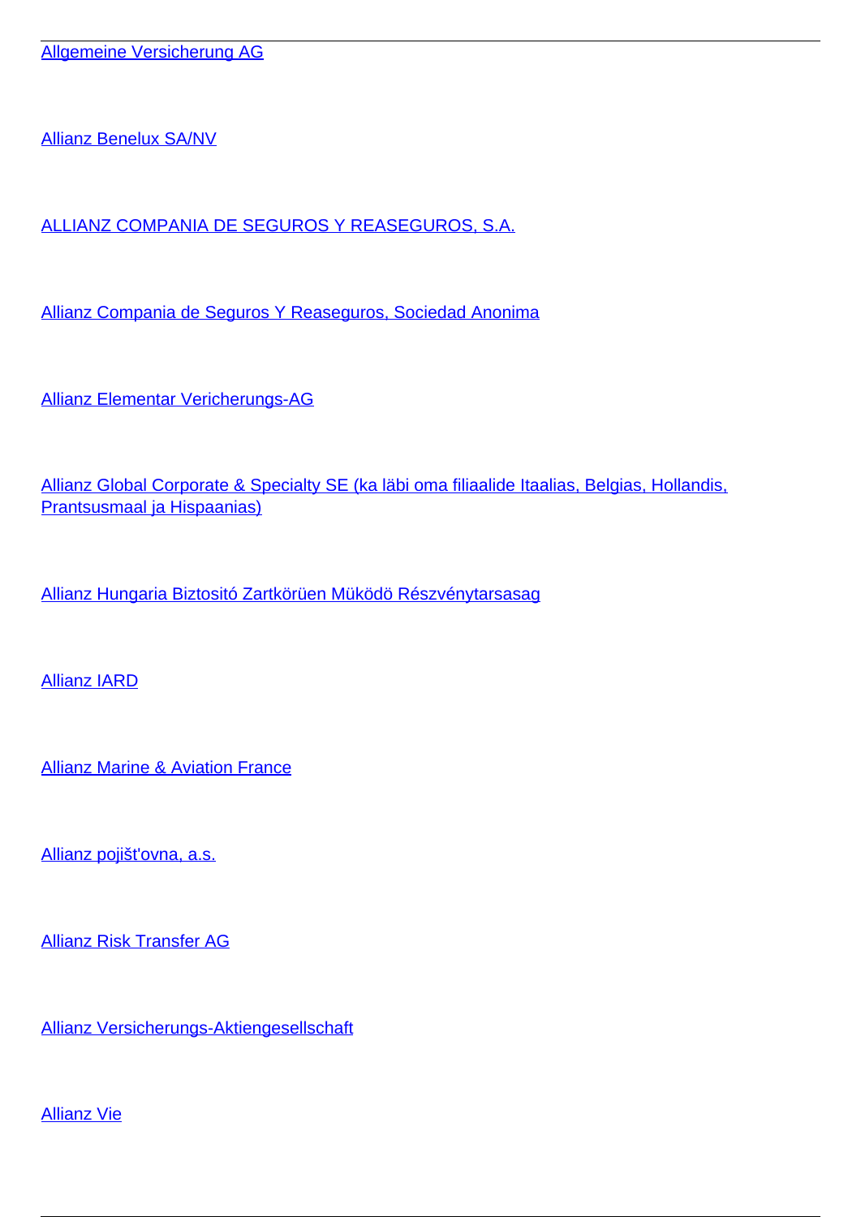Allgemeine Versicherung AG

Allianz Benelux SA/NV

ALLIANZ COMPANIA DE SEGUROS Y REASEGUROS, S.A.

Allianz Compania de Seguros Y Reaseguros, Sociedad Anonima

Allianz Elementar Vericherungs-AG

Allianz Global Corporate & Specialty SE (ka läbi oma filiaalide Itaalias, Belgias, Hollandis, Prantsusmaal ja Hispaanias)

Allianz Hungaria Biztositó Zartkörüen Müködö Részvénytarsasag

Allianz IARD

Allianz Marine & Aviation France

Allianz pojišt'ovna, a.s.

Allianz Risk Transfer AG

Allianz Versicherungs-Aktiengesellschaft

Allianz Vie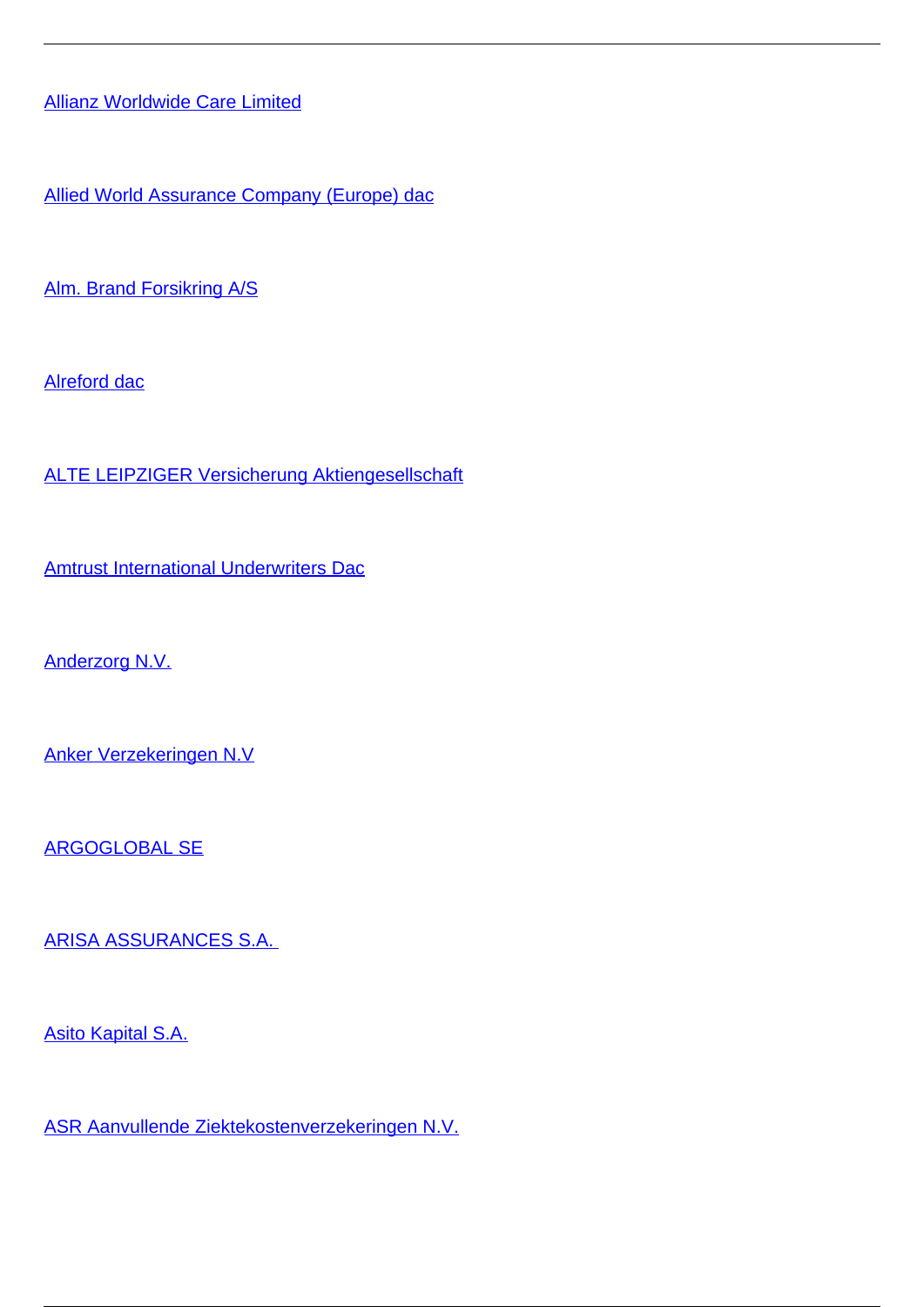Allianz Worldwide Care Limited

Allied World Assurance Company (Europe) dac

Alm. Brand Forsikring A/S

Alreford dac

ALTE LEIPZIGER Versicherung Aktiengesellschaft

Amtrust International Underwriters Dac

Anderzorg N.V.

Anker Verzekeringen N.V

ARGOGLOBAL SE

ARISA ASSURANCES S.A.

Asito Kapital S.A.

ASR Aanvullende Ziektekostenverzekeringen N.V.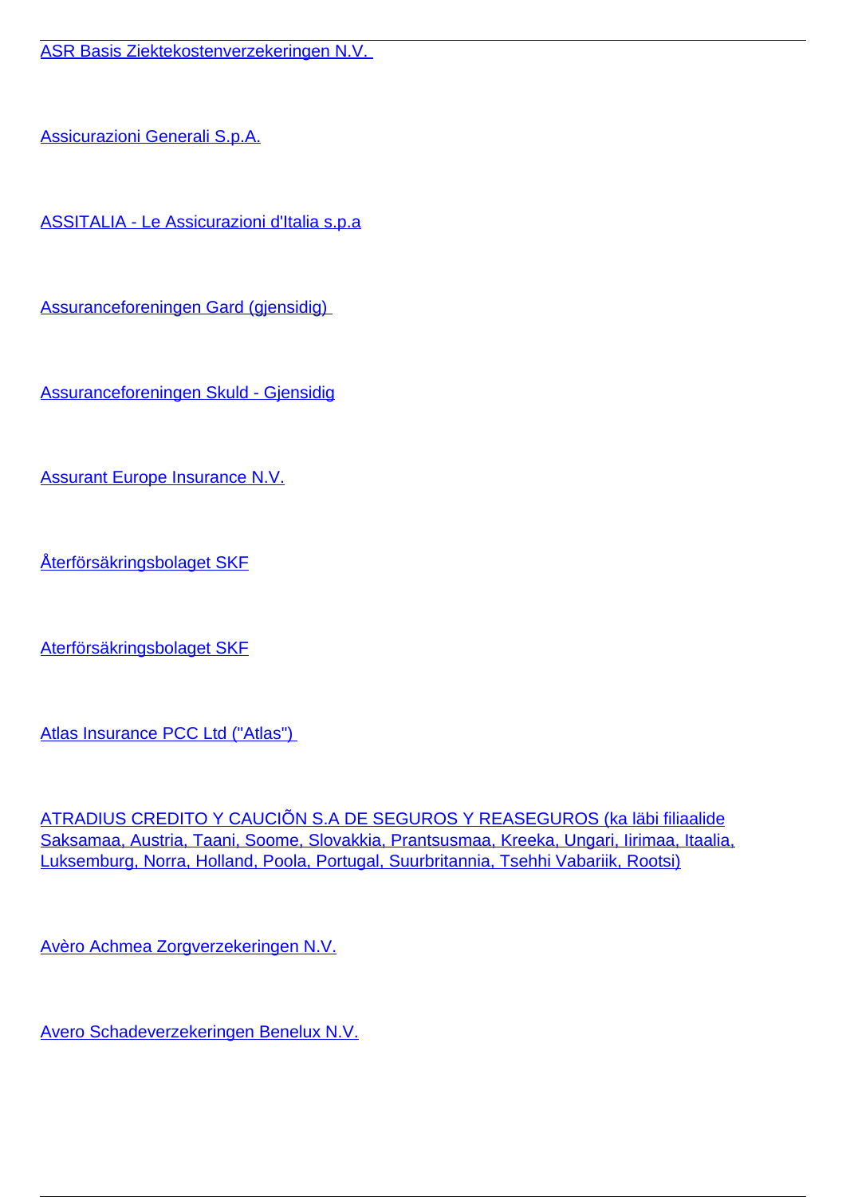ASR Basis Ziektekostenverzekeringen N.V.

Assicurazioni Generali S.p.A.

ASSITALIA - Le Assicurazioni d'Italia s.p.a

Assuranceforeningen Gard (gjensidig)

Assuranceforeningen Skuld - Gjensidig

Assurant Europe Insurance N.V.

Återförsäkringsbolaget SKF

Aterförsäkringsbolaget SKF

Atlas Insurance PCC Ltd ("Atlas")

ATRADIUS CREDITO Y CAUCIÕN S.A DE SEGUROS Y REASEGUROS (ka läbi filiaalide Saksamaa, Austria, Taani, Soome, Slovakkia, Prantsusmaa, Kreeka, Ungari, Iirimaa, Itaalia, Luksemburg, Norra, Holland, Poola, Portugal, Suurbritannia, Tsehhi Vabariik, Rootsi)

Avèro Achmea Zorgverzekeringen N.V.

Avero Schadeverzekeringen Benelux N.V.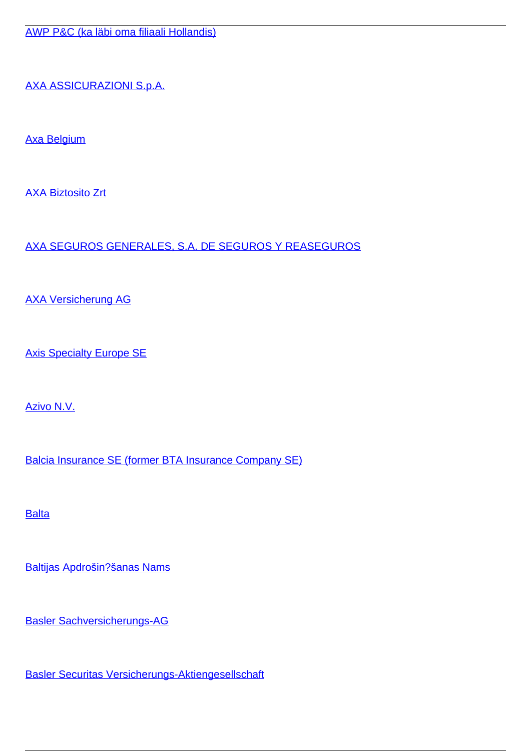AWP P&C (ka läbi oma filiaali Hollandis)

AXA ASSICURAZIONI S.p.A.

Axa Belgium

AXA Biztosito Zrt

AXA SEGUROS GENERALES, S.A. DE SEGUROS Y REASEGUROS

AXA Versicherung AG

Axis Specialty Europe SE

Azivo N.V.

Balcia Insurance SE (former BTA Insurance Company SE)

Balta

Baltijas Apdrošin?šanas Nams

Basler Sachversicherungs-AG

Basler Securitas Versicherungs-Aktiengesellschaft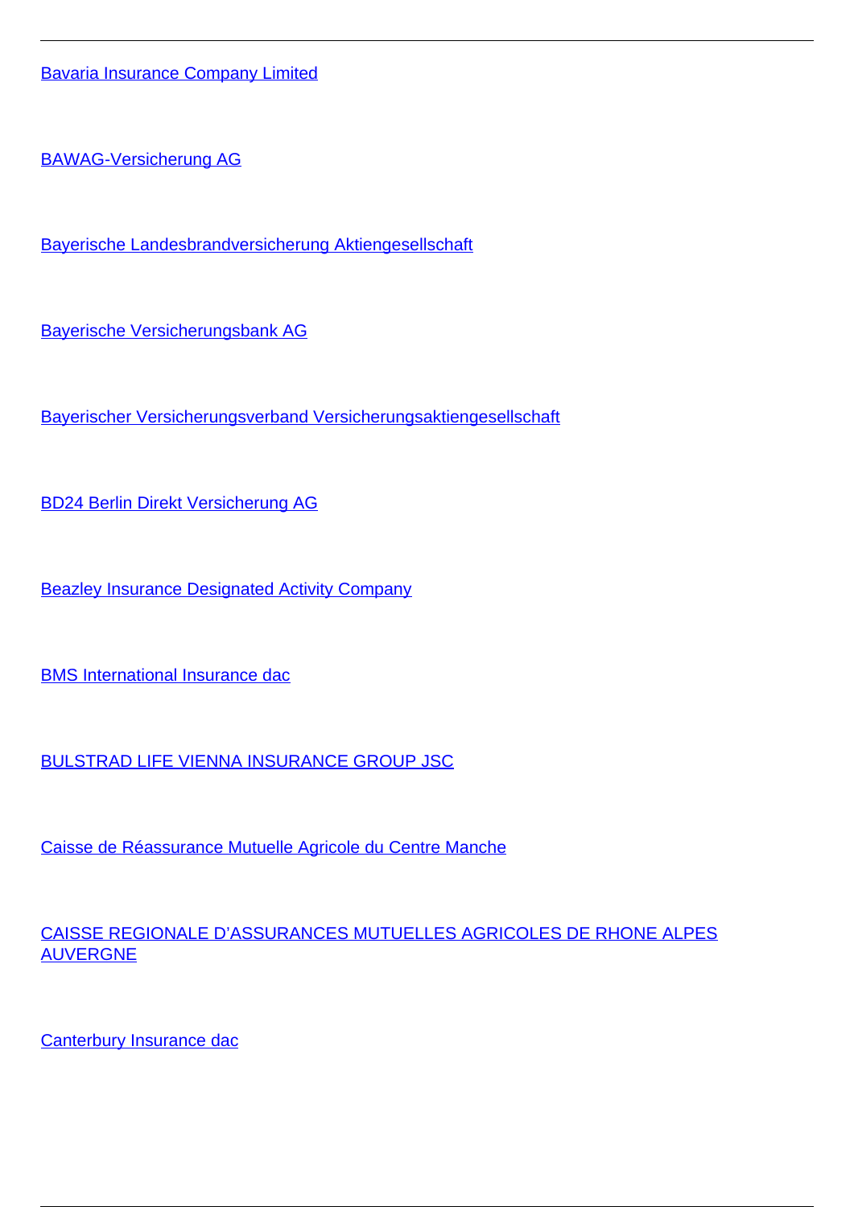Bavaria Insurance Company Limited

BAWAG-Versicherung AG

Bayerische Landesbrandversicherung Aktiengesellschaft

Bayerische Versicherungsbank AG

Bayerischer Versicherungsverband Versicherungsaktiengesellschaft

BD24 Berlin Direkt Versicherung AG

Beazley Insurance Designated Activity Company

BMS International Insurance dac

BULSTRAD LIFE VIENNA INSURANCE GROUP JSC

Caisse de Réassurance Mutuelle Agricole du Centre Manche

CAISSE REGIONALE D'ASSURANCES MUTUELLES AGRICOLES DE RHONE ALPES AUVERGNE

Canterbury Insurance dac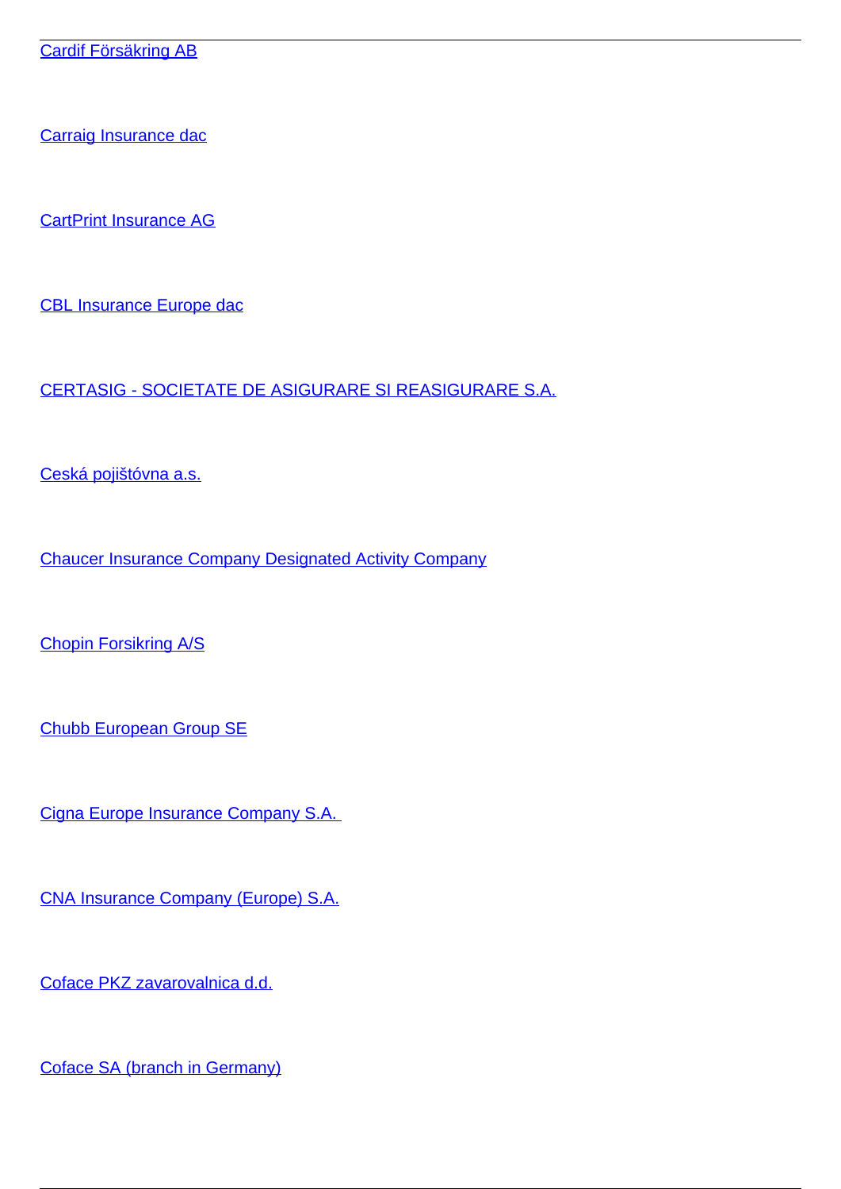Cardif Försäkring AB

Carraig Insurance dac

CartPrint Insurance AG

CBL Insurance Europe dac

CERTASIG - SOCIETATE DE ASIGURARE SI REASIGURARE S.A.

Ceská pojištóvna a.s.

Chaucer Insurance Company Designated Activity Company

Chopin Forsikring A/S

Chubb European Group SE

Cigna Europe Insurance Company S.A.

CNA Insurance Company (Europe) S.A.

Coface PKZ zavarovalnica d.d.

Coface SA (branch in Germany)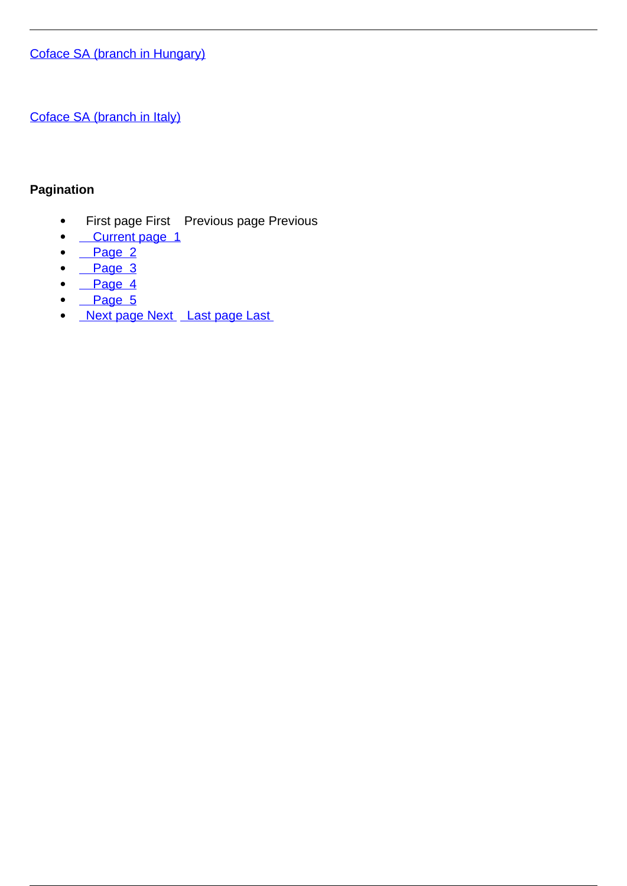Coface SA (branch in Hungary)

Coface SA (branch in Italy)

**Pagination**

- First page First   Previous page Previous
- Current page 1
- Page 2
- Page 3
- Page 4
- Page 5
- Next page Next   Last page Last